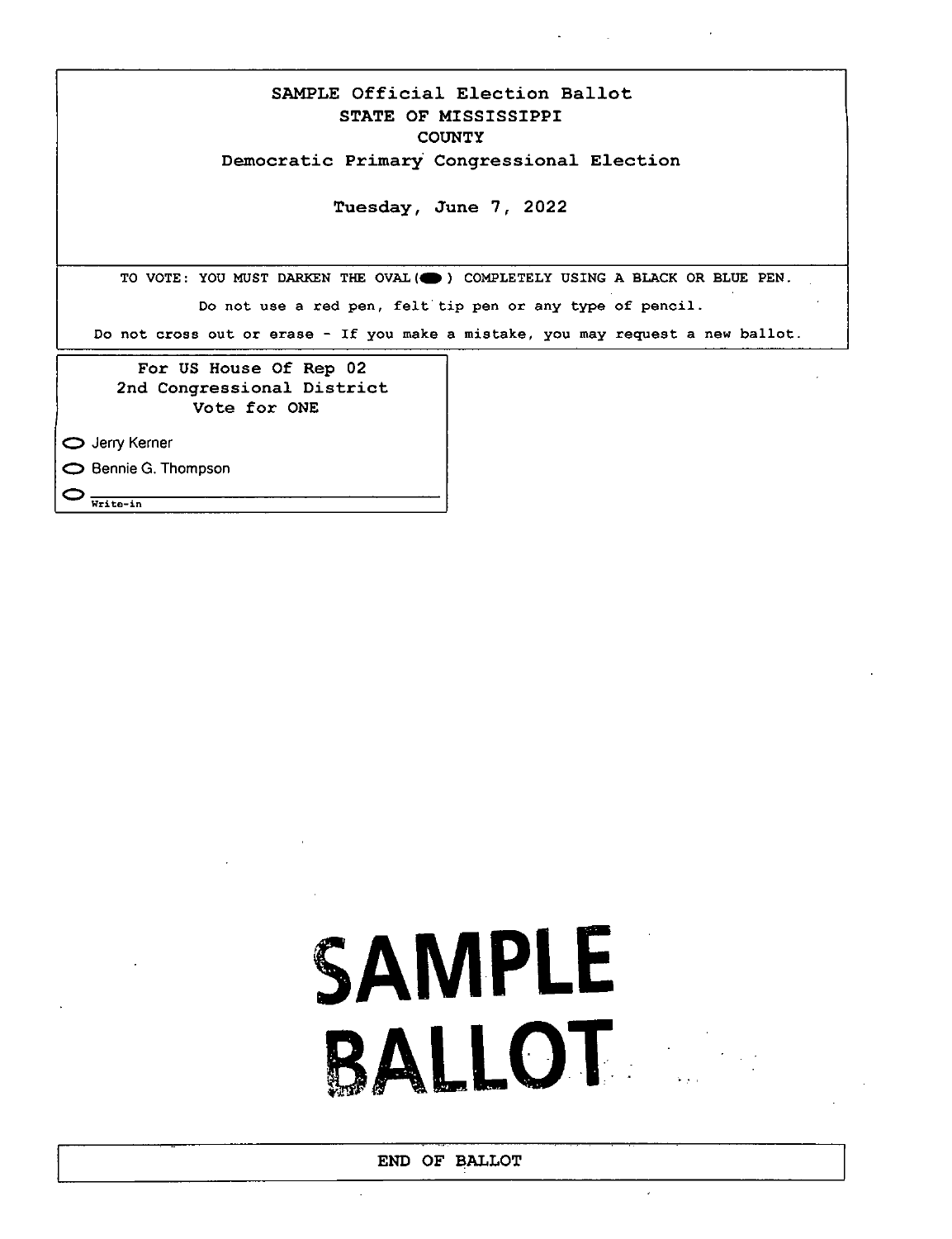# SAMPLE Official Election Ballot
## STATE OF MISSISSIPPI
## COUNTY
## Democratic Primary Congressional Election

**Tuesday, June 7, 2022**

TO VOTE: YOU MUST DARKEN THE OVAL (⬬) COMPLETELY USING A BLACK OR BLUE PEN.

Do not use a red pen, felt tip pen or any type of pencil.

Do not cross out or erase - If you make a mistake, you may request a new ballot.

### For US House Of Rep 02
### 2nd Congressional District
**Vote for ONE**

- ⬭ Jerry Kerner
- ⬭ Bennie G. Thompson
- ⬭ ______________________ Write-in

**SAMPLE BALLOT**

END OF BALLOT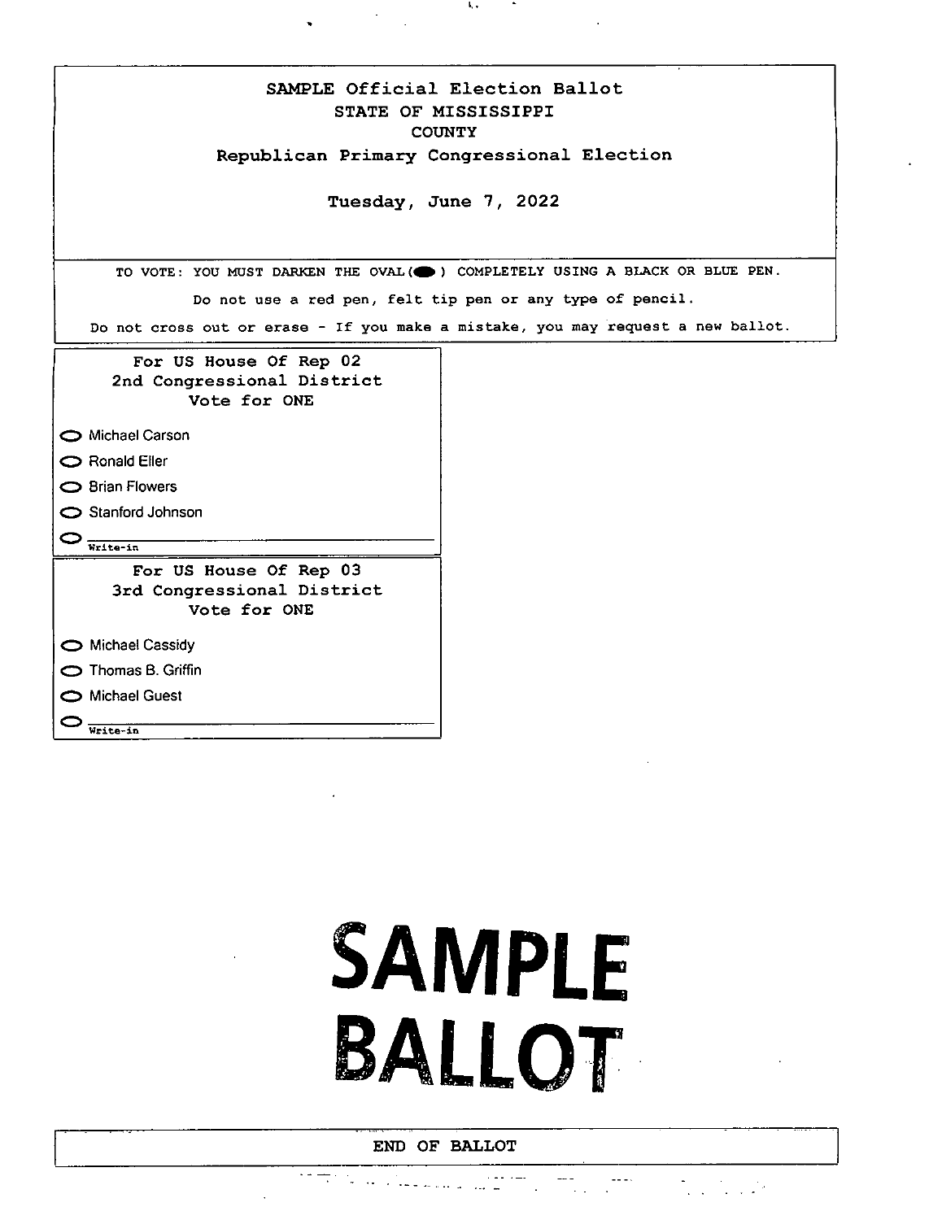# SAMPLE Official Election Ballot

## STATE OF MISSISSIPPI

## COUNTY

## Republican Primary Congressional Election

## Tuesday, June 7, 2022

TO VOTE: YOU MUST DARKEN THE OVAL (⬬) COMPLETELY USING A BLACK OR BLUE PEN.

Do not use a red pen, felt tip pen or any type of pencil.

Do not cross out or erase - If you make a mistake, you may request a new ballot.

### For US House Of Rep 02
### 2nd Congressional District
### Vote for ONE

- ⬭ Michael Carson
- ⬭ Ronald Eller
- ⬭ Brian Flowers
- ⬭ Stanford Johnson
- ⬭ ______________ Write-in

### For US House Of Rep 03
### 3rd Congressional District
### Vote for ONE

- ⬭ Michael Cassidy
- ⬭ Thomas B. Griffin
- ⬭ Michael Guest
- ⬭ ______________ Write-in

**SAMPLE BALLOT**

END OF BALLOT